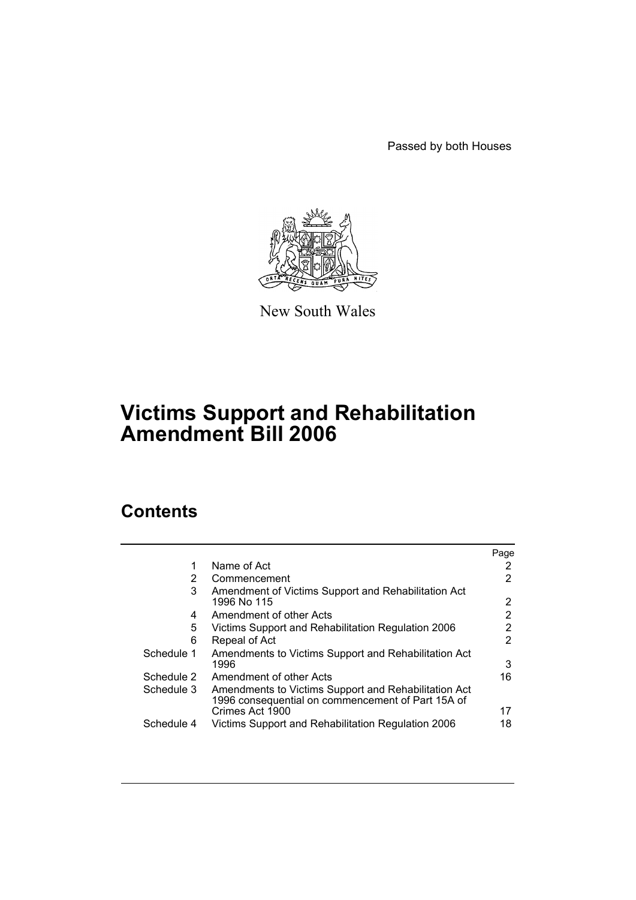Passed by both Houses

New South Wales

# Victims Support and Rehabilitation Amendment Bill 2006

## Contents

| | | Page |
|---|---|---|
| 1 | Name of Act | 2 |
| 2 | Commencement | 2 |
| 3 | Amendment of Victims Support and Rehabilitation Act 1996 No 115 | 2 |
| 4 | Amendment of other Acts | 2 |
| 5 | Victims Support and Rehabilitation Regulation 2006 | 2 |
| 6 | Repeal of Act | 2 |
| Schedule 1 | Amendments to Victims Support and Rehabilitation Act 1996 | 3 |
| Schedule 2 | Amendment of other Acts | 16 |
| Schedule 3 | Amendments to Victims Support and Rehabilitation Act 1996 consequential on commencement of Part 15A of Crimes Act 1900 | 17 |
| Schedule 4 | Victims Support and Rehabilitation Regulation 2006 | 18 |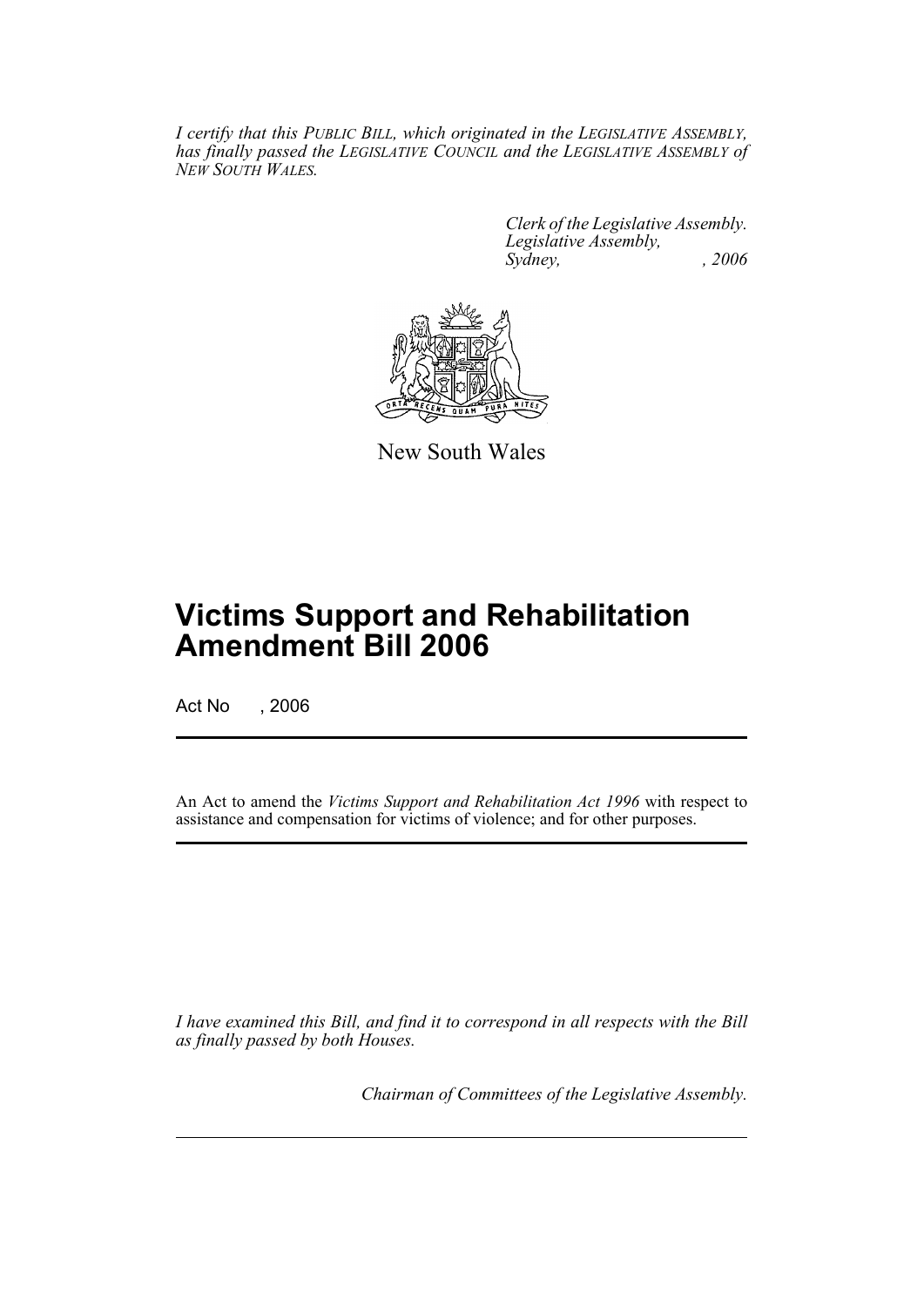*I certify that this PUBLIC BILL, which originated in the LEGISLATIVE ASSEMBLY, has finally passed the LEGISLATIVE COUNCIL and the LEGISLATIVE ASSEMBLY of NEW SOUTH WALES.*

*Clerk of the Legislative Assembly.*
*Legislative Assembly,*
*Sydney, , 2006*

New South Wales

# Victims Support and Rehabilitation Amendment Bill 2006

Act No , 2006

An Act to amend the *Victims Support and Rehabilitation Act 1996* with respect to assistance and compensation for victims of violence; and for other purposes.

*I have examined this Bill, and find it to correspond in all respects with the Bill as finally passed by both Houses.*

*Chairman of Committees of the Legislative Assembly.*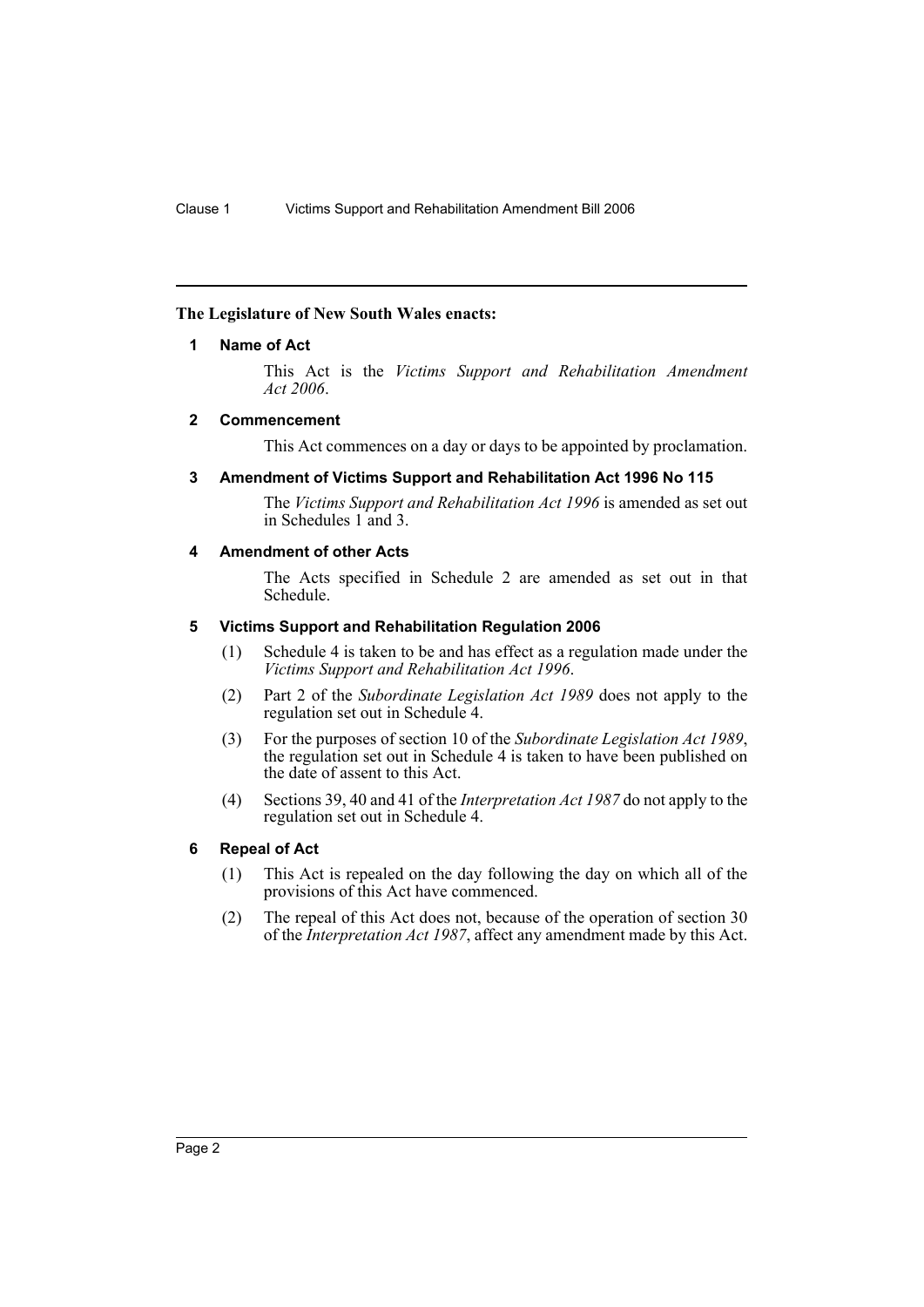**The Legislature of New South Wales enacts:**

## 1 Name of Act

This Act is the *Victims Support and Rehabilitation Amendment Act 2006*.

## 2 Commencement

This Act commences on a day or days to be appointed by proclamation.

## 3 Amendment of Victims Support and Rehabilitation Act 1996 No 115

The *Victims Support and Rehabilitation Act 1996* is amended as set out in Schedules 1 and 3.

## 4 Amendment of other Acts

The Acts specified in Schedule 2 are amended as set out in that Schedule.

## 5 Victims Support and Rehabilitation Regulation 2006

(1) Schedule 4 is taken to be and has effect as a regulation made under the *Victims Support and Rehabilitation Act 1996*.

(2) Part 2 of the *Subordinate Legislation Act 1989* does not apply to the regulation set out in Schedule 4.

(3) For the purposes of section 10 of the *Subordinate Legislation Act 1989*, the regulation set out in Schedule 4 is taken to have been published on the date of assent to this Act.

(4) Sections 39, 40 and 41 of the *Interpretation Act 1987* do not apply to the regulation set out in Schedule 4.

## 6 Repeal of Act

(1) This Act is repealed on the day following the day on which all of the provisions of this Act have commenced.

(2) The repeal of this Act does not, because of the operation of section 30 of the *Interpretation Act 1987*, affect any amendment made by this Act.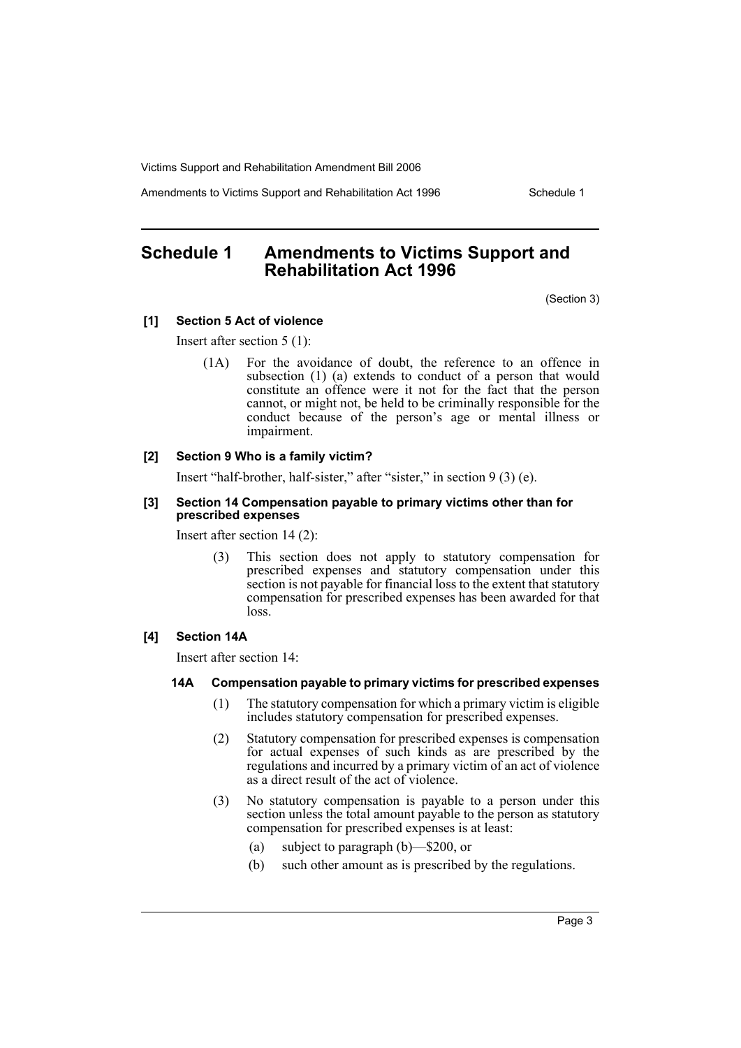# Schedule 1 Amendments to Victims Support and Rehabilitation Act 1996

(Section 3)

**[1] Section 5 Act of violence**

Insert after section 5 (1):

> (1A) For the avoidance of doubt, the reference to an offence in subsection (1) (a) extends to conduct of a person that would constitute an offence were it not for the fact that the person cannot, or might not, be held to be criminally responsible for the conduct because of the person's age or mental illness or impairment.

**[2] Section 9 Who is a family victim?**

Insert "half-brother, half-sister," after "sister," in section 9 (3) (e).

**[3] Section 14 Compensation payable to primary victims other than for prescribed expenses**

Insert after section 14 (2):

> (3) This section does not apply to statutory compensation for prescribed expenses and statutory compensation under this section is not payable for financial loss to the extent that statutory compensation for prescribed expenses has been awarded for that loss.

**[4] Section 14A**

Insert after section 14:

> **14A Compensation payable to primary victims for prescribed expenses**
>
> (1) The statutory compensation for which a primary victim is eligible includes statutory compensation for prescribed expenses.
>
> (2) Statutory compensation for prescribed expenses is compensation for actual expenses of such kinds as are prescribed by the regulations and incurred by a primary victim of an act of violence as a direct result of the act of violence.
>
> (3) No statutory compensation is payable to a person under this section unless the total amount payable to the person as statutory compensation for prescribed expenses is at least:
>
> (a) subject to paragraph (b)—$200, or
>
> (b) such other amount as is prescribed by the regulations.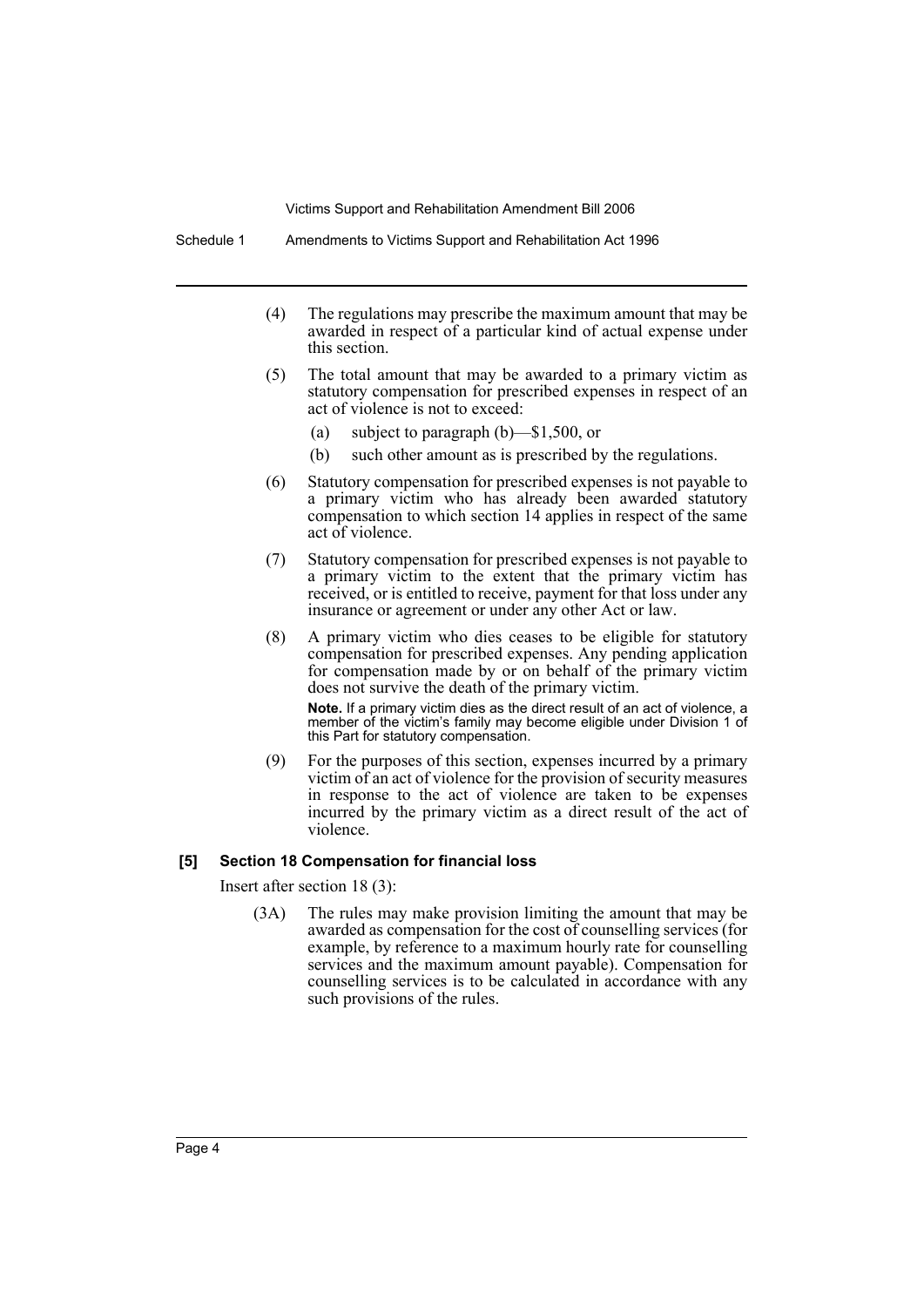(4) The regulations may prescribe the maximum amount that may be awarded in respect of a particular kind of actual expense under this section.

(5) The total amount that may be awarded to a primary victim as statutory compensation for prescribed expenses in respect of an act of violence is not to exceed:

- (a) subject to paragraph (b)—$1,500, or
- (b) such other amount as is prescribed by the regulations.

(6) Statutory compensation for prescribed expenses is not payable to a primary victim who has already been awarded statutory compensation to which section 14 applies in respect of the same act of violence.

(7) Statutory compensation for prescribed expenses is not payable to a primary victim to the extent that the primary victim has received, or is entitled to receive, payment for that loss under any insurance or agreement or under any other Act or law.

(8) A primary victim who dies ceases to be eligible for statutory compensation for prescribed expenses. Any pending application for compensation made by or on behalf of the primary victim does not survive the death of the primary victim.

**Note.** If a primary victim dies as the direct result of an act of violence, a member of the victim's family may become eligible under Division 1 of this Part for statutory compensation.

(9) For the purposes of this section, expenses incurred by a primary victim of an act of violence for the provision of security measures in response to the act of violence are taken to be expenses incurred by the primary victim as a direct result of the act of violence.

#### [5] Section 18 Compensation for financial loss

Insert after section 18 (3):

(3A) The rules may make provision limiting the amount that may be awarded as compensation for the cost of counselling services (for example, by reference to a maximum hourly rate for counselling services and the maximum amount payable). Compensation for counselling services is to be calculated in accordance with any such provisions of the rules.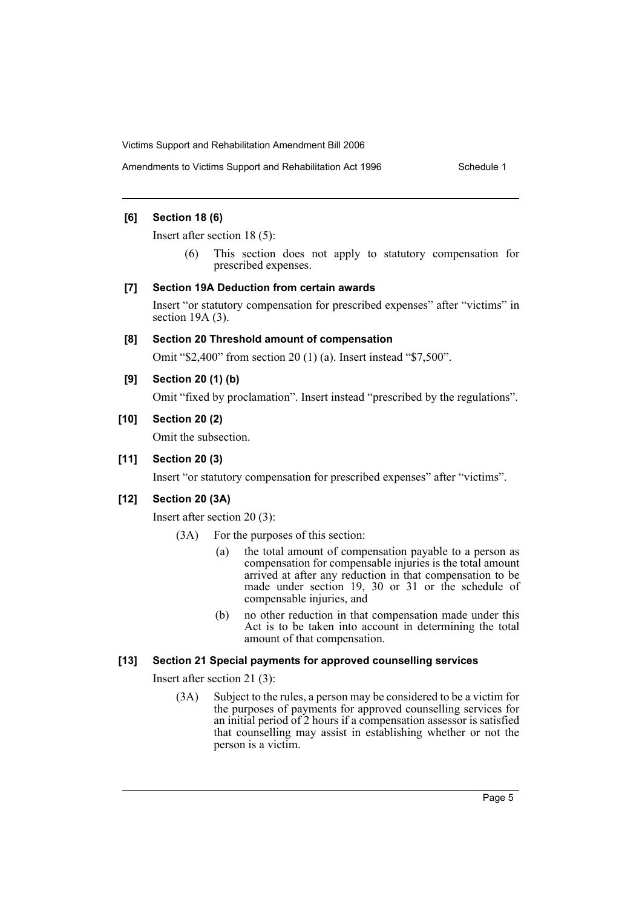**[6] Section 18 (6)**

Insert after section 18 (5):

> (6) This section does not apply to statutory compensation for prescribed expenses.

**[7] Section 19A Deduction from certain awards**

Insert "or statutory compensation for prescribed expenses" after "victims" in section 19A (3).

**[8] Section 20 Threshold amount of compensation**

Omit "$2,400" from section 20 (1) (a). Insert instead "$7,500".

**[9] Section 20 (1) (b)**

Omit "fixed by proclamation". Insert instead "prescribed by the regulations".

**[10] Section 20 (2)**

Omit the subsection.

**[11] Section 20 (3)**

Insert "or statutory compensation for prescribed expenses" after "victims".

**[12] Section 20 (3A)**

Insert after section 20 (3):

> (3A) For the purposes of this section:
>
> (a) the total amount of compensation payable to a person as compensation for compensable injuries is the total amount arrived at after any reduction in that compensation to be made under section 19, 30 or 31 or the schedule of compensable injuries, and
>
> (b) no other reduction in that compensation made under this Act is to be taken into account in determining the total amount of that compensation.

**[13] Section 21 Special payments for approved counselling services**

Insert after section 21 (3):

> (3A) Subject to the rules, a person may be considered to be a victim for the purposes of payments for approved counselling services for an initial period of 2 hours if a compensation assessor is satisfied that counselling may assist in establishing whether or not the person is a victim.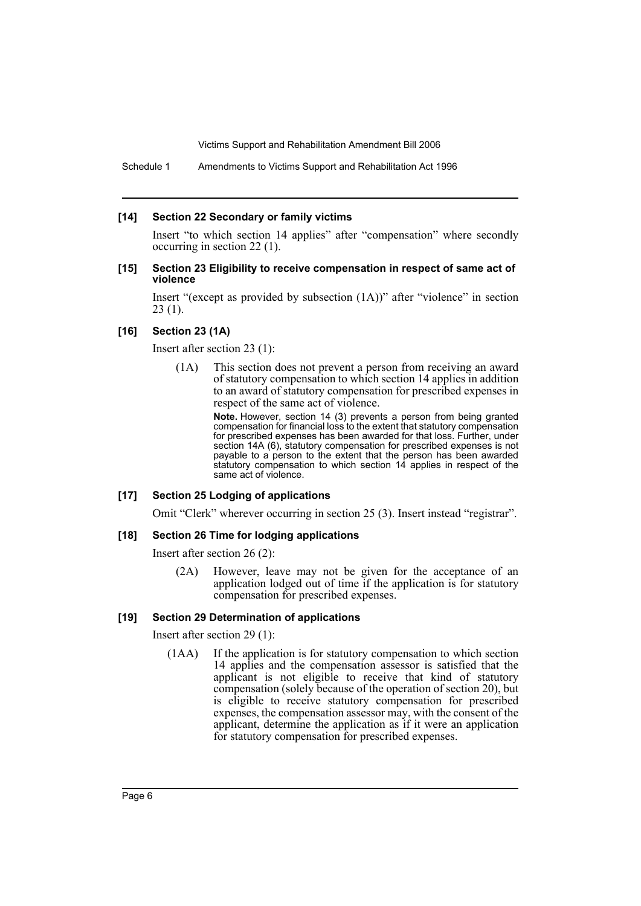#### [14] Section 22 Secondary or family victims

Insert "to which section 14 applies" after "compensation" where secondly occurring in section 22 (1).

#### [15] Section 23 Eligibility to receive compensation in respect of same act of violence

Insert "(except as provided by subsection (1A))" after "violence" in section 23 (1).

#### [16] Section 23 (1A)

Insert after section 23 (1):

(1A) This section does not prevent a person from receiving an award of statutory compensation to which section 14 applies in addition to an award of statutory compensation for prescribed expenses in respect of the same act of violence.

**Note.** However, section 14 (3) prevents a person from being granted compensation for financial loss to the extent that statutory compensation for prescribed expenses has been awarded for that loss. Further, under section 14A (6), statutory compensation for prescribed expenses is not payable to a person to the extent that the person has been awarded statutory compensation to which section 14 applies in respect of the same act of violence.

#### [17] Section 25 Lodging of applications

Omit "Clerk" wherever occurring in section 25 (3). Insert instead "registrar".

#### [18] Section 26 Time for lodging applications

Insert after section 26 (2):

(2A) However, leave may not be given for the acceptance of an application lodged out of time if the application is for statutory compensation for prescribed expenses.

#### [19] Section 29 Determination of applications

Insert after section 29 (1):

(1AA) If the application is for statutory compensation to which section 14 applies and the compensation assessor is satisfied that the applicant is not eligible to receive that kind of statutory compensation (solely because of the operation of section 20), but is eligible to receive statutory compensation for prescribed expenses, the compensation assessor may, with the consent of the applicant, determine the application as if it were an application for statutory compensation for prescribed expenses.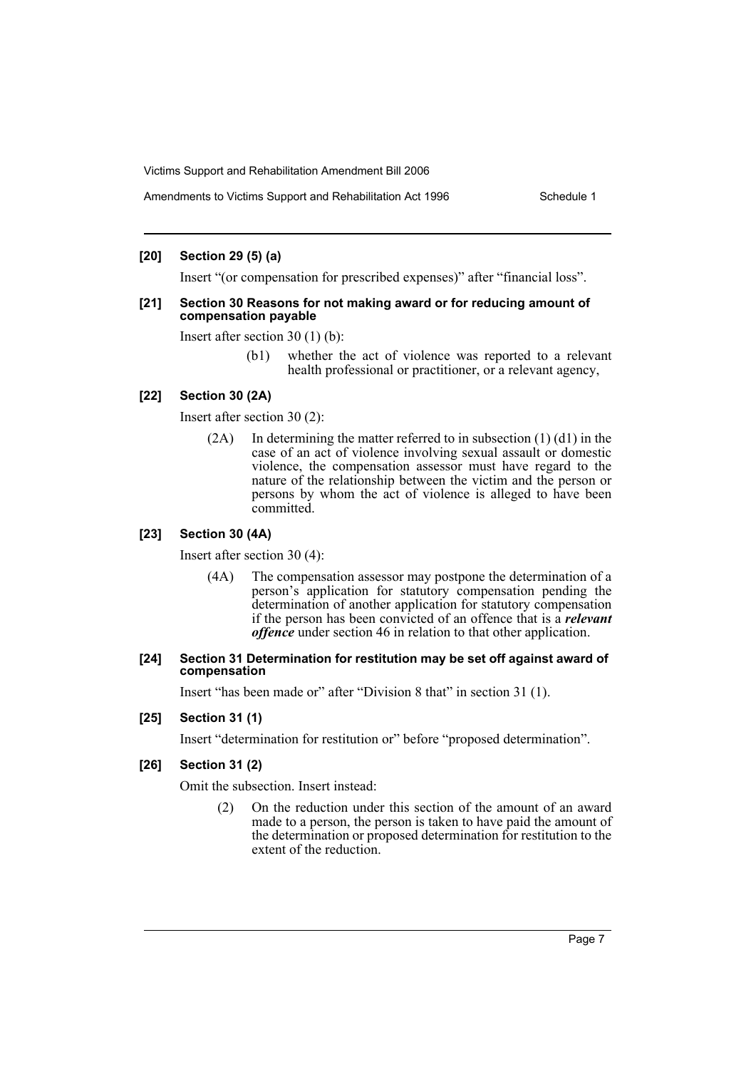**[20] Section 29 (5) (a)**

Insert "(or compensation for prescribed expenses)" after "financial loss".

**[21] Section 30 Reasons for not making award or for reducing amount of compensation payable**

Insert after section 30 (1) (b):

> (b1) whether the act of violence was reported to a relevant health professional or practitioner, or a relevant agency,

**[22] Section 30 (2A)**

Insert after section 30 (2):

> (2A) In determining the matter referred to in subsection (1) (d1) in the case of an act of violence involving sexual assault or domestic violence, the compensation assessor must have regard to the nature of the relationship between the victim and the person or persons by whom the act of violence is alleged to have been committed.

**[23] Section 30 (4A)**

Insert after section 30 (4):

> (4A) The compensation assessor may postpone the determination of a person's application for statutory compensation pending the determination of another application for statutory compensation if the person has been convicted of an offence that is a ***relevant offence*** under section 46 in relation to that other application.

**[24] Section 31 Determination for restitution may be set off against award of compensation**

Insert "has been made or" after "Division 8 that" in section 31 (1).

**[25] Section 31 (1)**

Insert "determination for restitution or" before "proposed determination".

**[26] Section 31 (2)**

Omit the subsection. Insert instead:

> (2) On the reduction under this section of the amount of an award made to a person, the person is taken to have paid the amount of the determination or proposed determination for restitution to the extent of the reduction.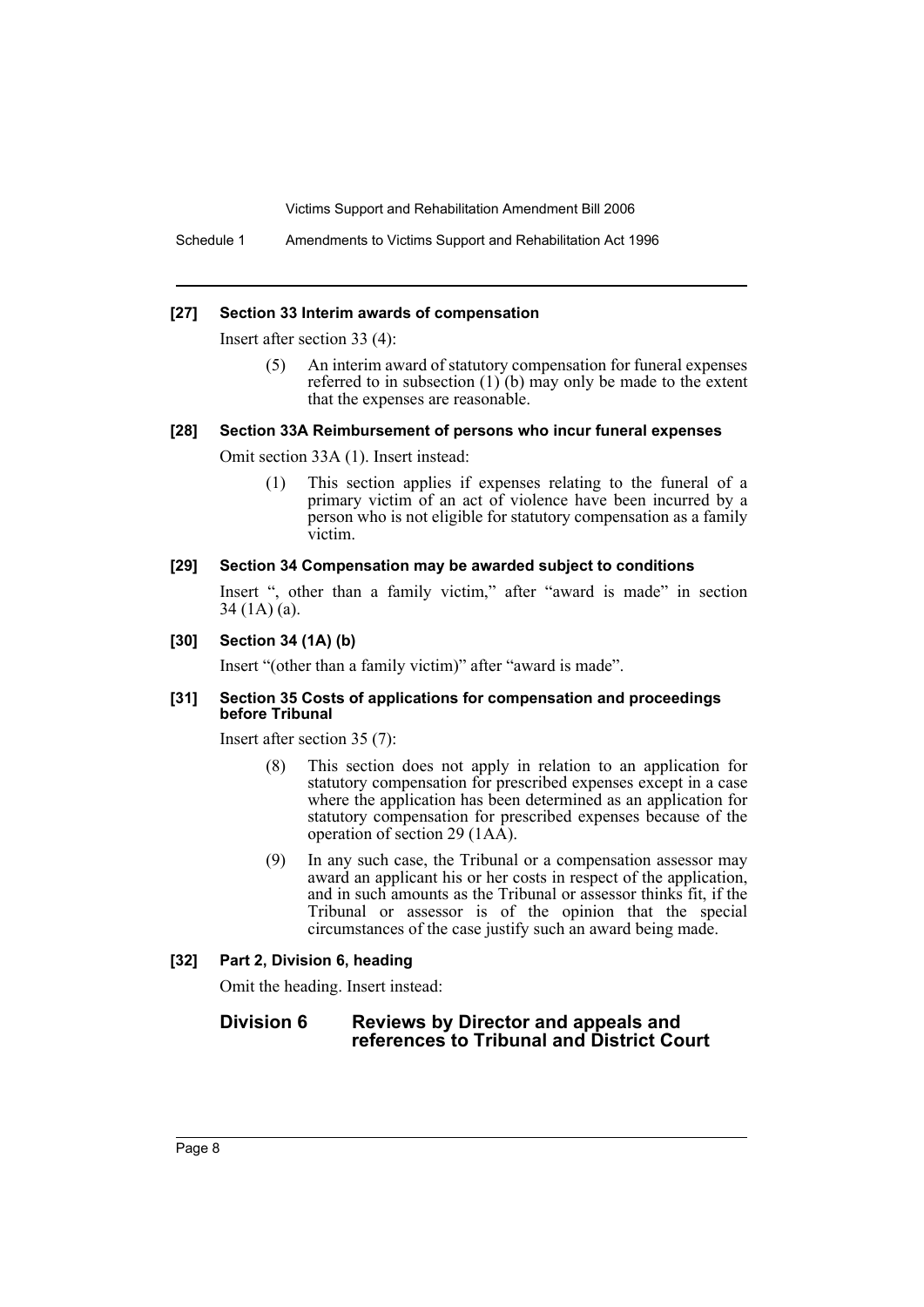#### [27] Section 33 Interim awards of compensation

Insert after section 33 (4):

> (5) An interim award of statutory compensation for funeral expenses referred to in subsection (1) (b) may only be made to the extent that the expenses are reasonable.

#### [28] Section 33A Reimbursement of persons who incur funeral expenses

Omit section 33A (1). Insert instead:

> (1) This section applies if expenses relating to the funeral of a primary victim of an act of violence have been incurred by a person who is not eligible for statutory compensation as a family victim.

#### [29] Section 34 Compensation may be awarded subject to conditions

Insert ", other than a family victim," after "award is made" in section 34 (1A) (a).

#### [30] Section 34 (1A) (b)

Insert "(other than a family victim)" after "award is made".

#### [31] Section 35 Costs of applications for compensation and proceedings before Tribunal

Insert after section 35 (7):

> (8) This section does not apply in relation to an application for statutory compensation for prescribed expenses except in a case where the application has been determined as an application for statutory compensation for prescribed expenses because of the operation of section 29 (1AA).
>
> (9) In any such case, the Tribunal or a compensation assessor may award an applicant his or her costs in respect of the application, and in such amounts as the Tribunal or assessor thinks fit, if the Tribunal or assessor is of the opinion that the special circumstances of the case justify such an award being made.

#### [32] Part 2, Division 6, heading

Omit the heading. Insert instead:

> **Division 6 Reviews by Director and appeals and references to Tribunal and District Court**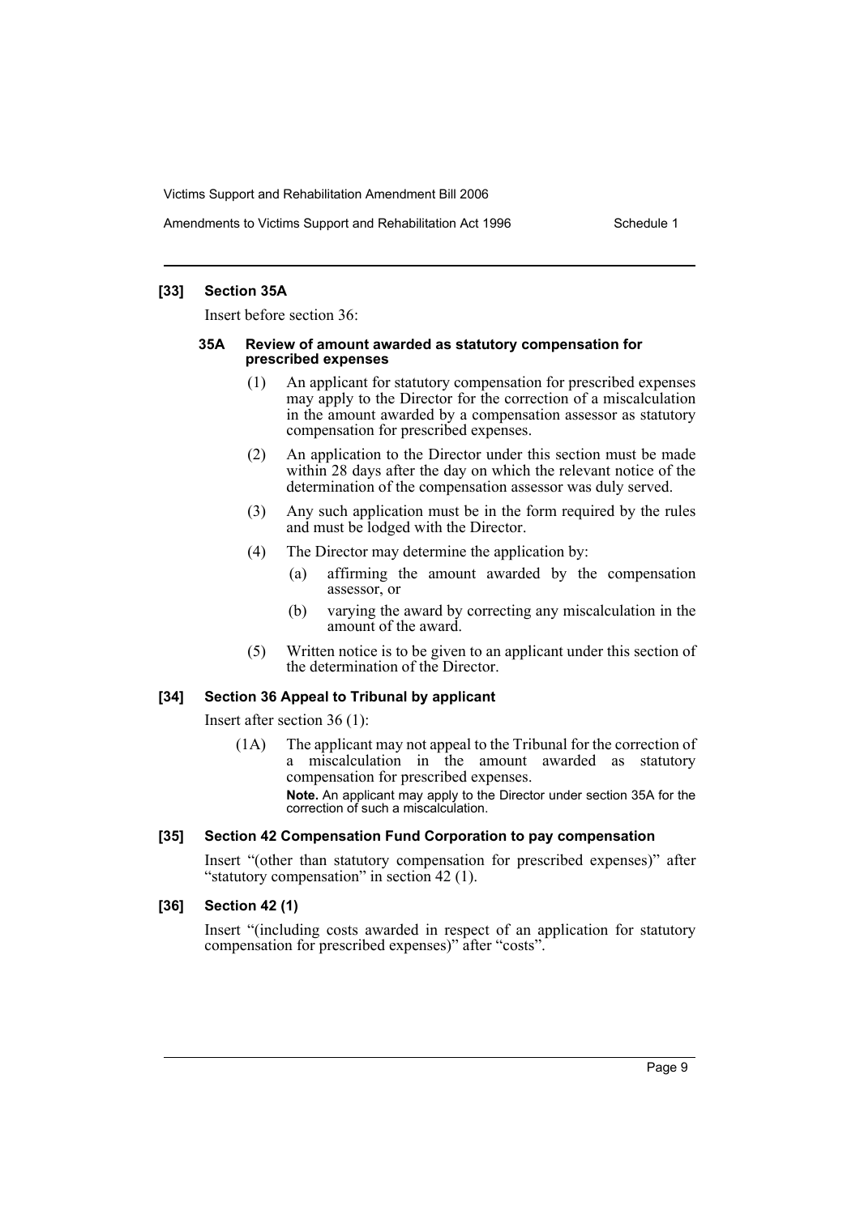**[33] Section 35A**

Insert before section 36:

**35A Review of amount awarded as statutory compensation for prescribed expenses**

(1) An applicant for statutory compensation for prescribed expenses may apply to the Director for the correction of a miscalculation in the amount awarded by a compensation assessor as statutory compensation for prescribed expenses.

(2) An application to the Director under this section must be made within 28 days after the day on which the relevant notice of the determination of the compensation assessor was duly served.

(3) Any such application must be in the form required by the rules and must be lodged with the Director.

(4) The Director may determine the application by:

(a) affirming the amount awarded by the compensation assessor, or

(b) varying the award by correcting any miscalculation in the amount of the award.

(5) Written notice is to be given to an applicant under this section of the determination of the Director.

**[34] Section 36 Appeal to Tribunal by applicant**

Insert after section 36 (1):

(1A) The applicant may not appeal to the Tribunal for the correction of a miscalculation in the amount awarded as statutory compensation for prescribed expenses.

**Note.** An applicant may apply to the Director under section 35A for the correction of such a miscalculation.

**[35] Section 42 Compensation Fund Corporation to pay compensation**

Insert "(other than statutory compensation for prescribed expenses)" after "statutory compensation" in section 42 (1).

**[36] Section 42 (1)**

Insert "(including costs awarded in respect of an application for statutory compensation for prescribed expenses)" after "costs".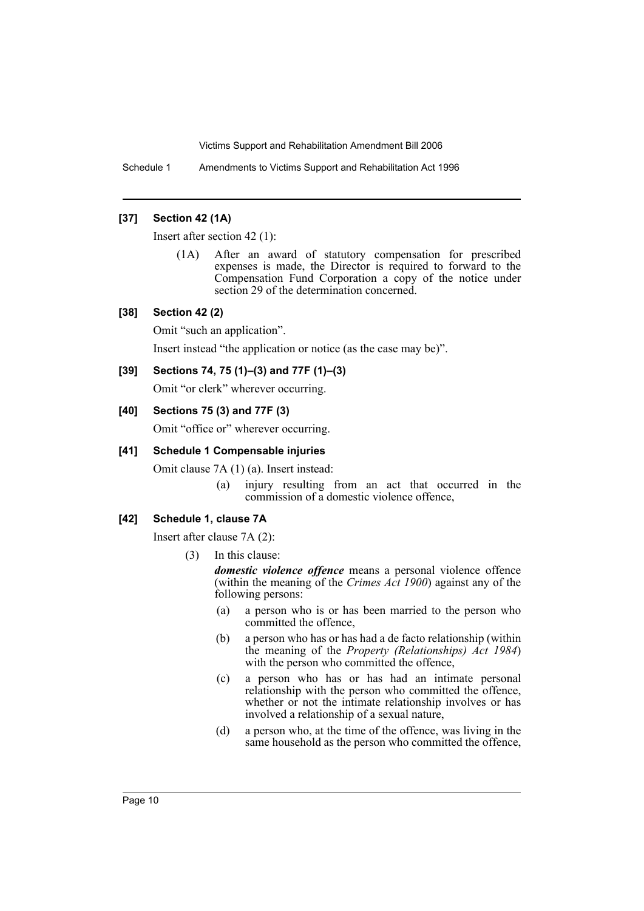**[37] Section 42 (1A)**

Insert after section 42 (1):

(1A) After an award of statutory compensation for prescribed expenses is made, the Director is required to forward to the Compensation Fund Corporation a copy of the notice under section 29 of the determination concerned.

**[38] Section 42 (2)**

Omit "such an application".

Insert instead "the application or notice (as the case may be)".

**[39] Sections 74, 75 (1)–(3) and 77F (1)–(3)**

Omit "or clerk" wherever occurring.

**[40] Sections 75 (3) and 77F (3)**

Omit "office or" wherever occurring.

**[41] Schedule 1 Compensable injuries**

Omit clause 7A (1) (a). Insert instead:

(a) injury resulting from an act that occurred in the commission of a domestic violence offence,

**[42] Schedule 1, clause 7A**

Insert after clause 7A (2):

(3) In this clause:

***domestic violence offence*** means a personal violence offence (within the meaning of the *Crimes Act 1900*) against any of the following persons:

(a) a person who is or has been married to the person who committed the offence,

(b) a person who has or has had a de facto relationship (within the meaning of the *Property (Relationships) Act 1984*) with the person who committed the offence,

(c) a person who has or has had an intimate personal relationship with the person who committed the offence, whether or not the intimate relationship involves or has involved a relationship of a sexual nature,

(d) a person who, at the time of the offence, was living in the same household as the person who committed the offence,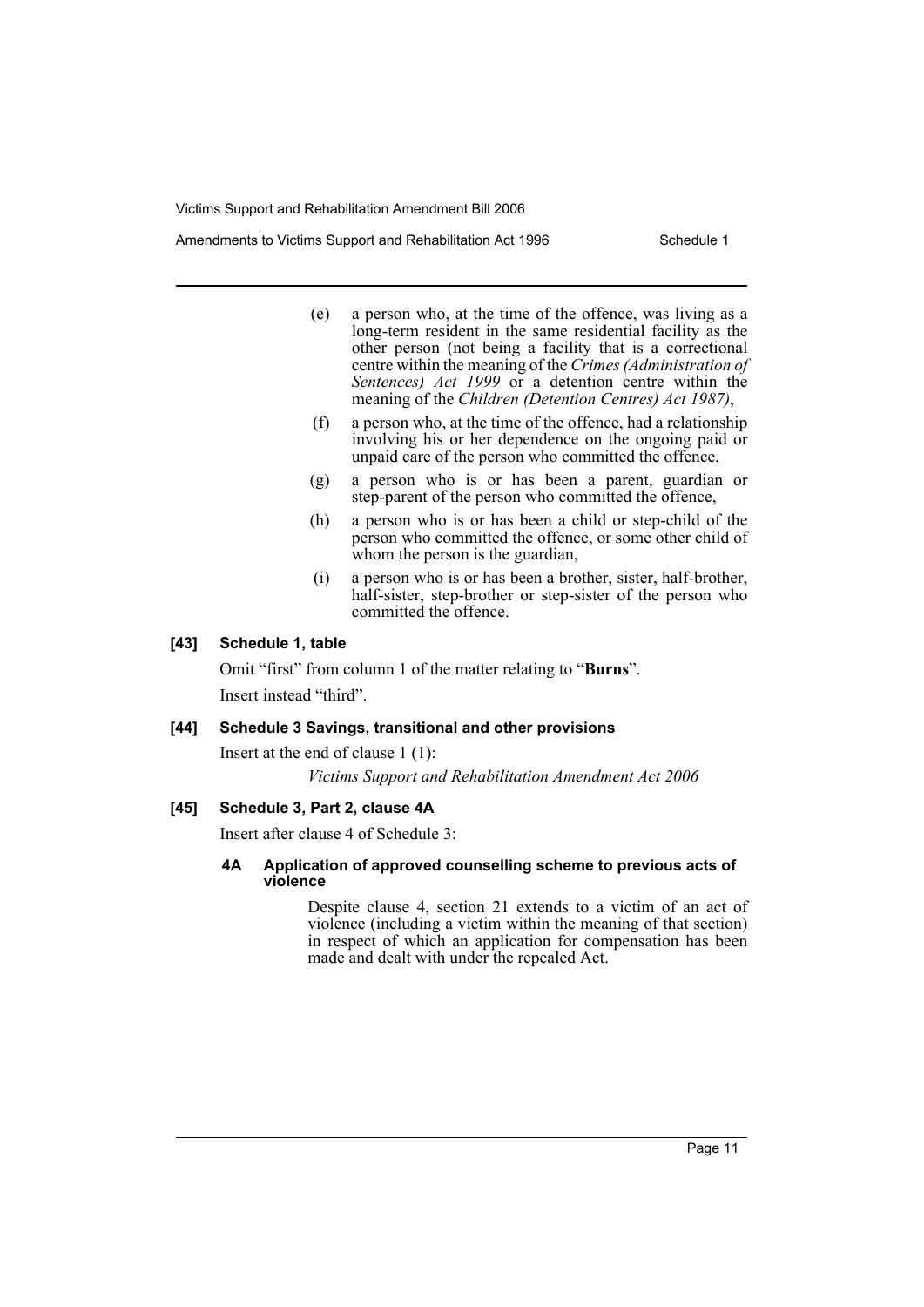(e) a person who, at the time of the offence, was living as a long-term resident in the same residential facility as the other person (not being a facility that is a correctional centre within the meaning of the *Crimes (Administration of Sentences) Act 1999* or a detention centre within the meaning of the *Children (Detention Centres) Act 1987)*,

(f) a person who, at the time of the offence, had a relationship involving his or her dependence on the ongoing paid or unpaid care of the person who committed the offence,

(g) a person who is or has been a parent, guardian or step-parent of the person who committed the offence,

(h) a person who is or has been a child or step-child of the person who committed the offence, or some other child of whom the person is the guardian,

(i) a person who is or has been a brother, sister, half-brother, half-sister, step-brother or step-sister of the person who committed the offence.

### [43] Schedule 1, table

Omit "first" from column 1 of the matter relating to "**Burns**".

Insert instead "third".

### [44] Schedule 3 Savings, transitional and other provisions

Insert at the end of clause 1 (1):

*Victims Support and Rehabilitation Amendment Act 2006*

### [45] Schedule 3, Part 2, clause 4A

Insert after clause 4 of Schedule 3:

#### 4A Application of approved counselling scheme to previous acts of violence

Despite clause 4, section 21 extends to a victim of an act of violence (including a victim within the meaning of that section) in respect of which an application for compensation has been made and dealt with under the repealed Act.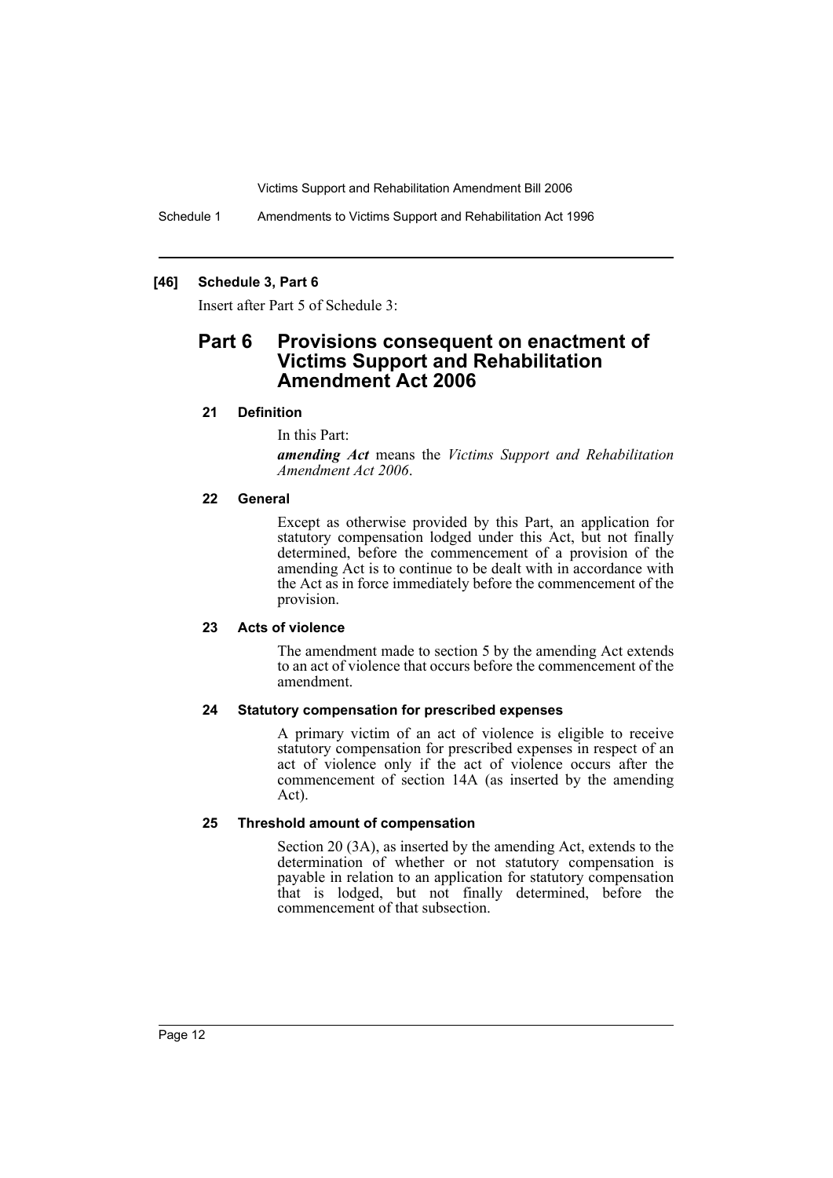**[46] Schedule 3, Part 6**

Insert after Part 5 of Schedule 3:

## Part 6 Provisions consequent on enactment of Victims Support and Rehabilitation Amendment Act 2006

### 21 Definition

In this Part:

***amending Act*** means the *Victims Support and Rehabilitation Amendment Act 2006*.

### 22 General

Except as otherwise provided by this Part, an application for statutory compensation lodged under this Act, but not finally determined, before the commencement of a provision of the amending Act is to continue to be dealt with in accordance with the Act as in force immediately before the commencement of the provision.

### 23 Acts of violence

The amendment made to section 5 by the amending Act extends to an act of violence that occurs before the commencement of the amendment.

### 24 Statutory compensation for prescribed expenses

A primary victim of an act of violence is eligible to receive statutory compensation for prescribed expenses in respect of an act of violence only if the act of violence occurs after the commencement of section 14A (as inserted by the amending Act).

### 25 Threshold amount of compensation

Section 20 (3A), as inserted by the amending Act, extends to the determination of whether or not statutory compensation is payable in relation to an application for statutory compensation that is lodged, but not finally determined, before the commencement of that subsection.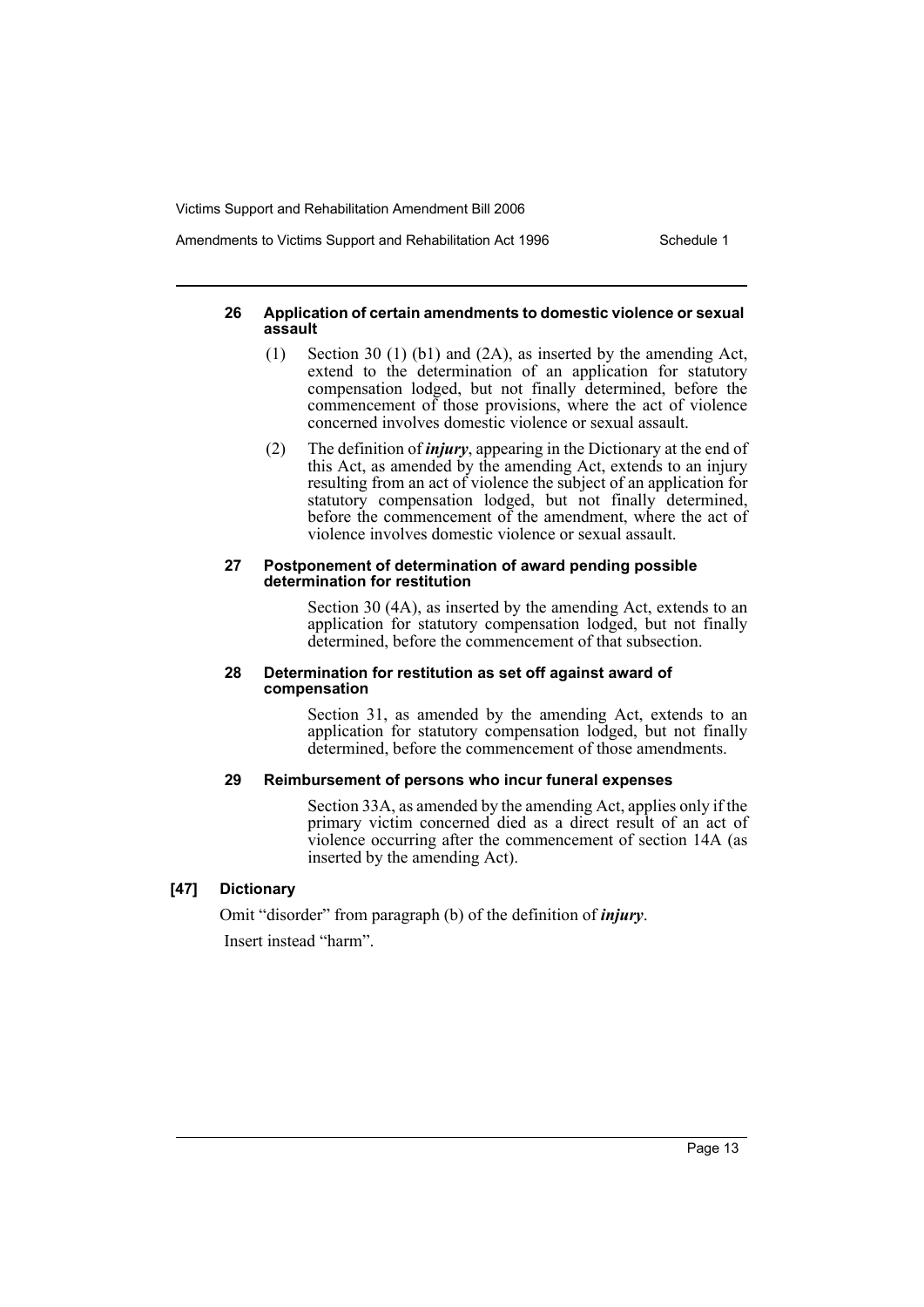#### 26 Application of certain amendments to domestic violence or sexual assault

(1) Section 30 (1) (b1) and (2A), as inserted by the amending Act, extend to the determination of an application for statutory compensation lodged, but not finally determined, before the commencement of those provisions, where the act of violence concerned involves domestic violence or sexual assault.

(2) The definition of ***injury***, appearing in the Dictionary at the end of this Act, as amended by the amending Act, extends to an injury resulting from an act of violence the subject of an application for statutory compensation lodged, but not finally determined, before the commencement of the amendment, where the act of violence involves domestic violence or sexual assault.

#### 27 Postponement of determination of award pending possible determination for restitution

Section 30 (4A), as inserted by the amending Act, extends to an application for statutory compensation lodged, but not finally determined, before the commencement of that subsection.

#### 28 Determination for restitution as set off against award of compensation

Section 31, as amended by the amending Act, extends to an application for statutory compensation lodged, but not finally determined, before the commencement of those amendments.

#### 29 Reimbursement of persons who incur funeral expenses

Section 33A, as amended by the amending Act, applies only if the primary victim concerned died as a direct result of an act of violence occurring after the commencement of section 14A (as inserted by the amending Act).

### [47] Dictionary

Omit "disorder" from paragraph (b) of the definition of ***injury***.

Insert instead "harm".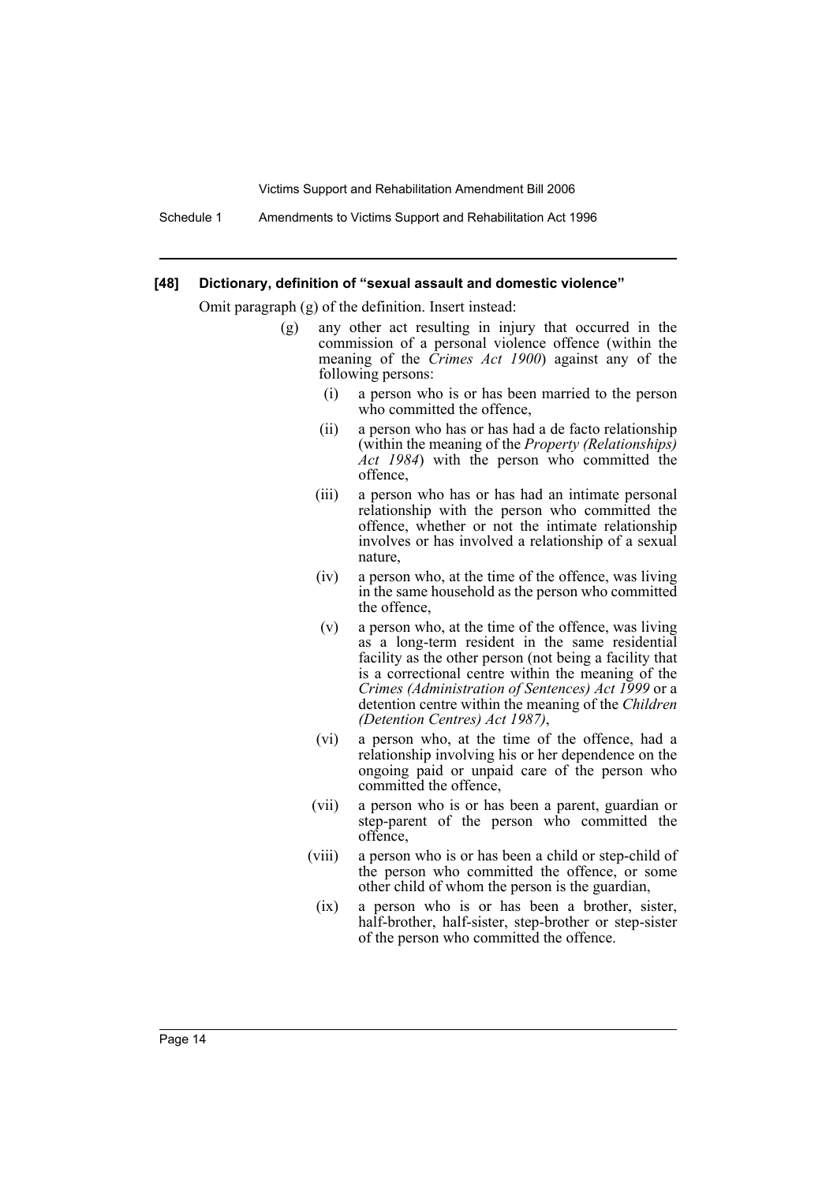### [48] Dictionary, definition of "sexual assault and domestic violence"

Omit paragraph (g) of the definition. Insert instead:

(g) any other act resulting in injury that occurred in the commission of a personal violence offence (within the meaning of the *Crimes Act 1900*) against any of the following persons:

- (i) a person who is or has been married to the person who committed the offence,
- (ii) a person who has or has had a de facto relationship (within the meaning of the *Property (Relationships) Act 1984*) with the person who committed the offence,
- (iii) a person who has or has had an intimate personal relationship with the person who committed the offence, whether or not the intimate relationship involves or has involved a relationship of a sexual nature,
- (iv) a person who, at the time of the offence, was living in the same household as the person who committed the offence,
- (v) a person who, at the time of the offence, was living as a long-term resident in the same residential facility as the other person (not being a facility that is a correctional centre within the meaning of the *Crimes (Administration of Sentences) Act 1999* or a detention centre within the meaning of the *Children (Detention Centres) Act 1987)*,
- (vi) a person who, at the time of the offence, had a relationship involving his or her dependence on the ongoing paid or unpaid care of the person who committed the offence,
- (vii) a person who is or has been a parent, guardian or step-parent of the person who committed the offence,
- (viii) a person who is or has been a child or step-child of the person who committed the offence, or some other child of whom the person is the guardian,
- (ix) a person who is or has been a brother, sister, half-brother, half-sister, step-brother or step-sister of the person who committed the offence.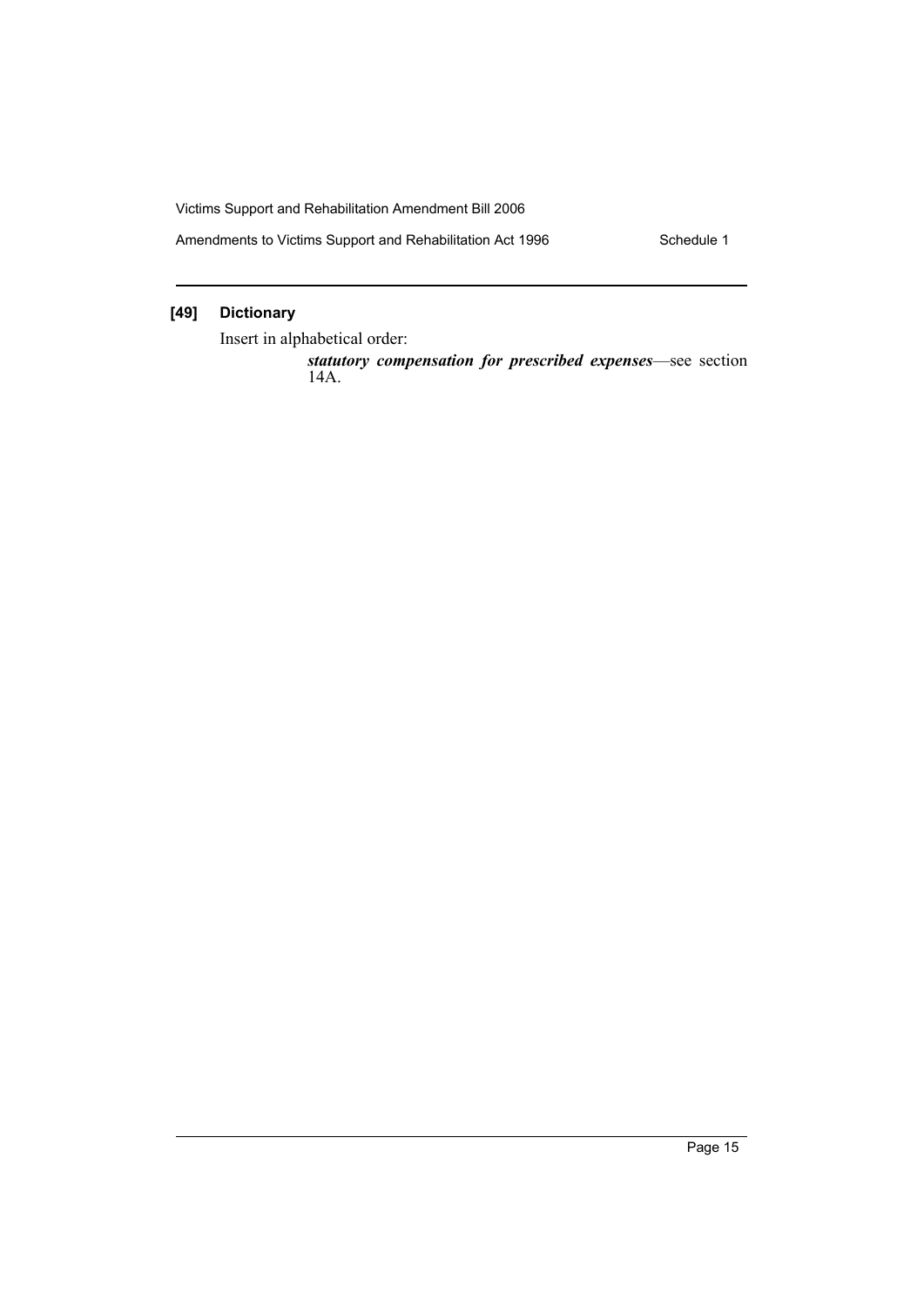### [49] Dictionary

Insert in alphabetical order:

> ***statutory compensation for prescribed expenses***—see section 14A.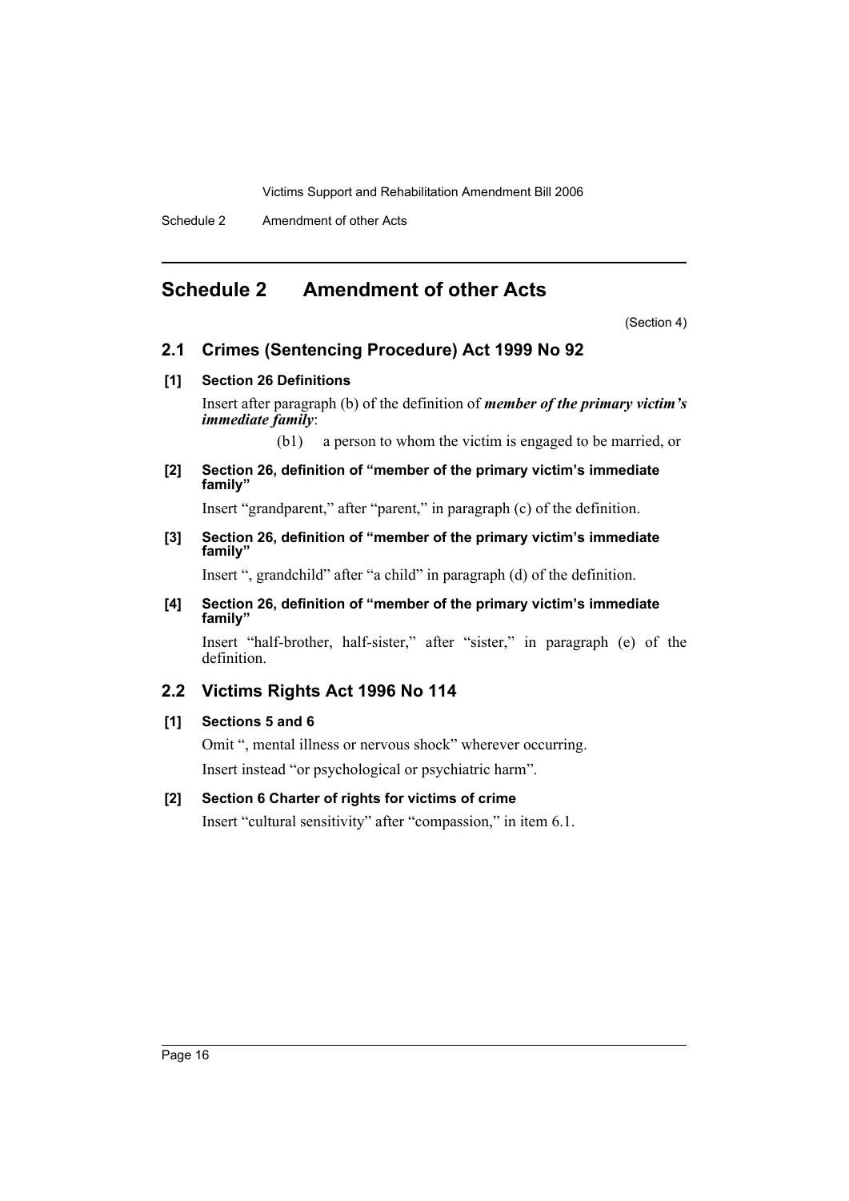# Schedule 2 Amendment of other Acts

(Section 4)

## 2.1 Crimes (Sentencing Procedure) Act 1999 No 92

**[1] Section 26 Definitions**

Insert after paragraph (b) of the definition of ***member of the primary victim's immediate family***:

(b1) a person to whom the victim is engaged to be married, or

**[2] Section 26, definition of "member of the primary victim's immediate family"**

Insert "grandparent," after "parent," in paragraph (c) of the definition.

**[3] Section 26, definition of "member of the primary victim's immediate family"**

Insert ", grandchild" after "a child" in paragraph (d) of the definition.

**[4] Section 26, definition of "member of the primary victim's immediate family"**

Insert "half-brother, half-sister," after "sister," in paragraph (e) of the definition.

## 2.2 Victims Rights Act 1996 No 114

**[1] Sections 5 and 6**

Omit ", mental illness or nervous shock" wherever occurring.

Insert instead "or psychological or psychiatric harm".

**[2] Section 6 Charter of rights for victims of crime**

Insert "cultural sensitivity" after "compassion," in item 6.1.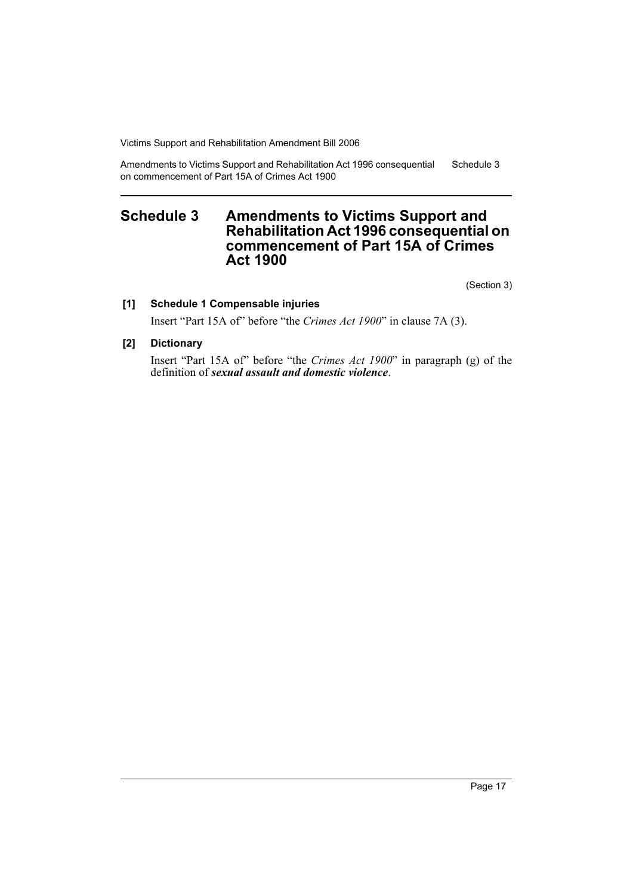# Schedule 3 Amendments to Victims Support and Rehabilitation Act 1996 consequential on commencement of Part 15A of Crimes Act 1900

(Section 3)

**[1] Schedule 1 Compensable injuries**

Insert "Part 15A of" before "the *Crimes Act 1900*" in clause 7A (3).

**[2] Dictionary**

Insert "Part 15A of" before "the *Crimes Act 1900*" in paragraph (g) of the definition of ***sexual assault and domestic violence***.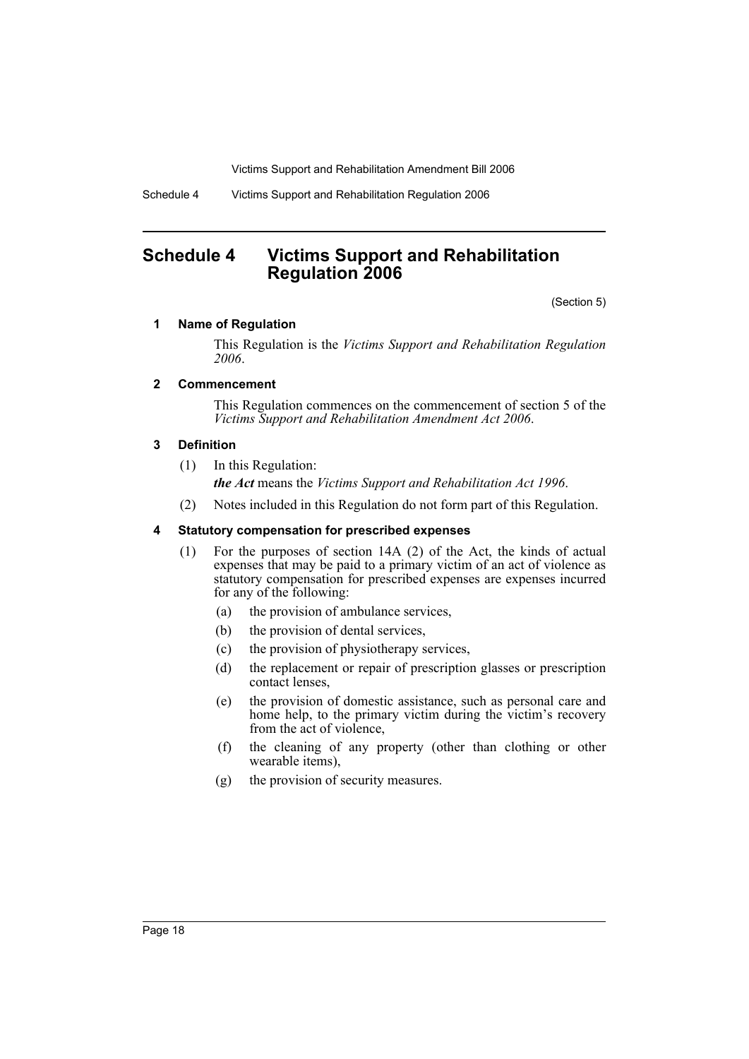# Schedule 4 Victims Support and Rehabilitation Regulation 2006

(Section 5)

### 1 Name of Regulation

This Regulation is the *Victims Support and Rehabilitation Regulation 2006*.

### 2 Commencement

This Regulation commences on the commencement of section 5 of the *Victims Support and Rehabilitation Amendment Act 2006*.

### 3 Definition

(1) In this Regulation:

***the Act*** means the *Victims Support and Rehabilitation Act 1996*.

(2) Notes included in this Regulation do not form part of this Regulation.

### 4 Statutory compensation for prescribed expenses

(1) For the purposes of section 14A (2) of the Act, the kinds of actual expenses that may be paid to a primary victim of an act of violence as statutory compensation for prescribed expenses are expenses incurred for any of the following:

- (a) the provision of ambulance services,
- (b) the provision of dental services,
- (c) the provision of physiotherapy services,
- (d) the replacement or repair of prescription glasses or prescription contact lenses,
- (e) the provision of domestic assistance, such as personal care and home help, to the primary victim during the victim's recovery from the act of violence,
- (f) the cleaning of any property (other than clothing or other wearable items),
- (g) the provision of security measures.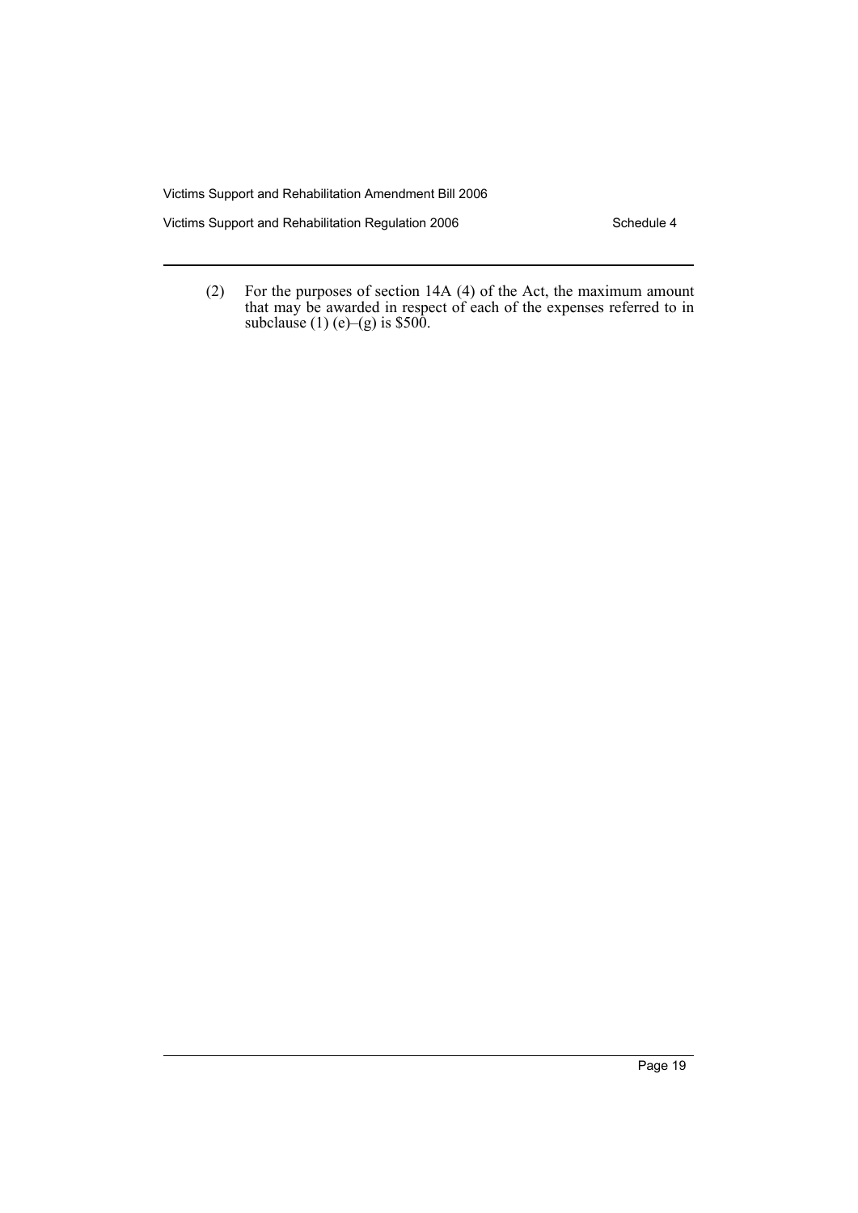(2) For the purposes of section 14A (4) of the Act, the maximum amount that may be awarded in respect of each of the expenses referred to in subclause (1) (e)–(g) is $500.